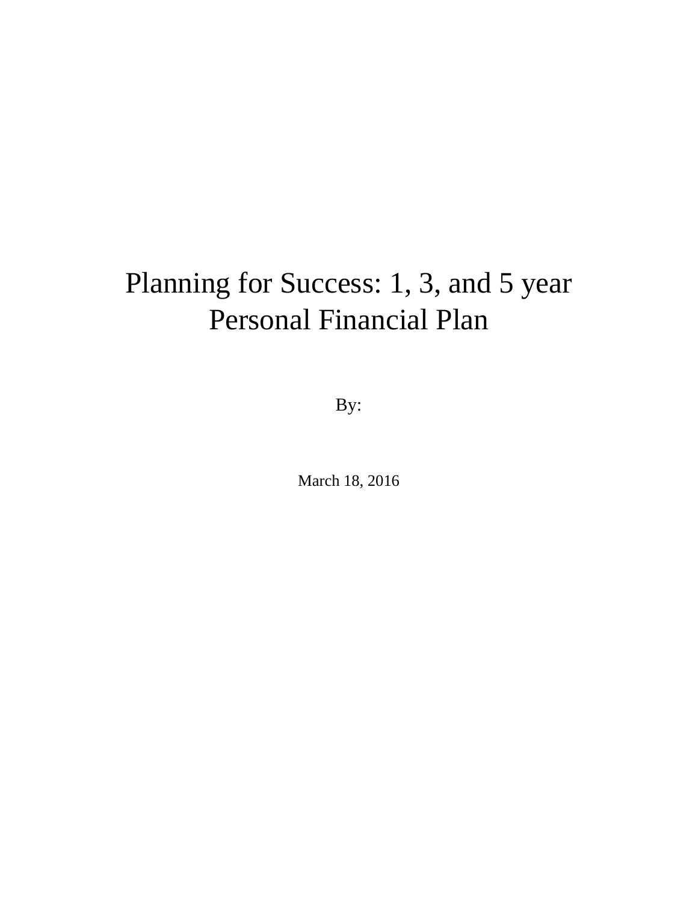# Planning for Success: 1, 3, and 5 year Personal Financial Plan

By:

March 18, 2016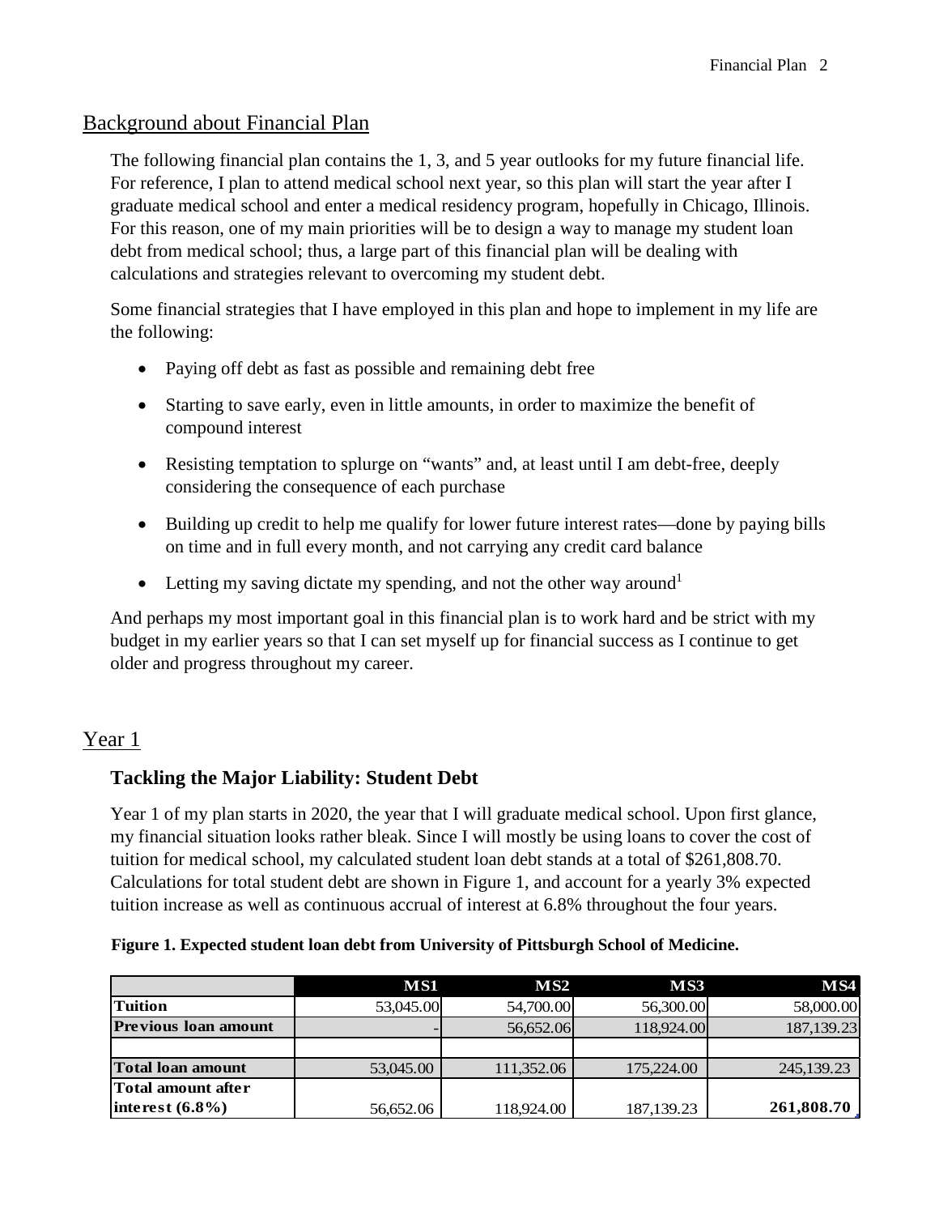## Background about Financial Plan

The following financial plan contains the 1, 3, and 5 year outlooks for my future financial life. For reference, I plan to attend medical school next year, so this plan will start the year after I graduate medical school and enter a medical residency program, hopefully in Chicago, Illinois. For this reason, one of my main priorities will be to design a way to manage my student loan debt from medical school; thus, a large part of this financial plan will be dealing with calculations and strategies relevant to overcoming my student debt.

Some financial strategies that I have employed in this plan and hope to implement in my life are the following:

- Paying off debt as fast as possible and remaining debt free
- Starting to save early, even in little amounts, in order to maximize the benefit of compound interest
- Resisting temptation to splurge on "wants" and, at least until I am debt-free, deeply considering the consequence of each purchase
- Building up credit to help me qualify for lower future interest rates—done by paying bills on time and in full every month, and not carrying any credit card balance
- Letting my saving dictate my spending, and not the other way around[1]

And perhaps my most important goal in this financial plan is to work hard and be strict with my budget in my earlier years so that I can set myself up for financial success as I continue to get older and progress throughout my career.

## Year 1

### Tackling the Major Liability: Student Debt

Year 1 of my plan starts in 2020, the year that I will graduate medical school. Upon first glance, my financial situation looks rather bleak. Since I will mostly be using loans to cover the cost of tuition for medical school, my calculated student loan debt stands at a total of $261,808.70. Calculations for total student debt are shown in Figure 1, and account for a yearly 3% expected tuition increase as well as continuous accrual of interest at 6.8% throughout the four years.

**Figure 1. Expected student loan debt from University of Pittsburgh School of Medicine.**

| | MS1 | MS2 | MS3 | MS4 |
|---|---|---|---|---|
| **Tuition** | 53,045.00 | 54,700.00 | 56,300.00 | 58,000.00 |
| **Previous loan amount** | - | 56,652.06 | 118,924.00 | 187,139.23 |
| | | | | |
| **Total loan amount** | 53,045.00 | 111,352.06 | 175,224.00 | 245,139.23 |
| **Total amount after interest (6.8%)** | 56,652.06 | 118,924.00 | 187,139.23 | **261,808.70** |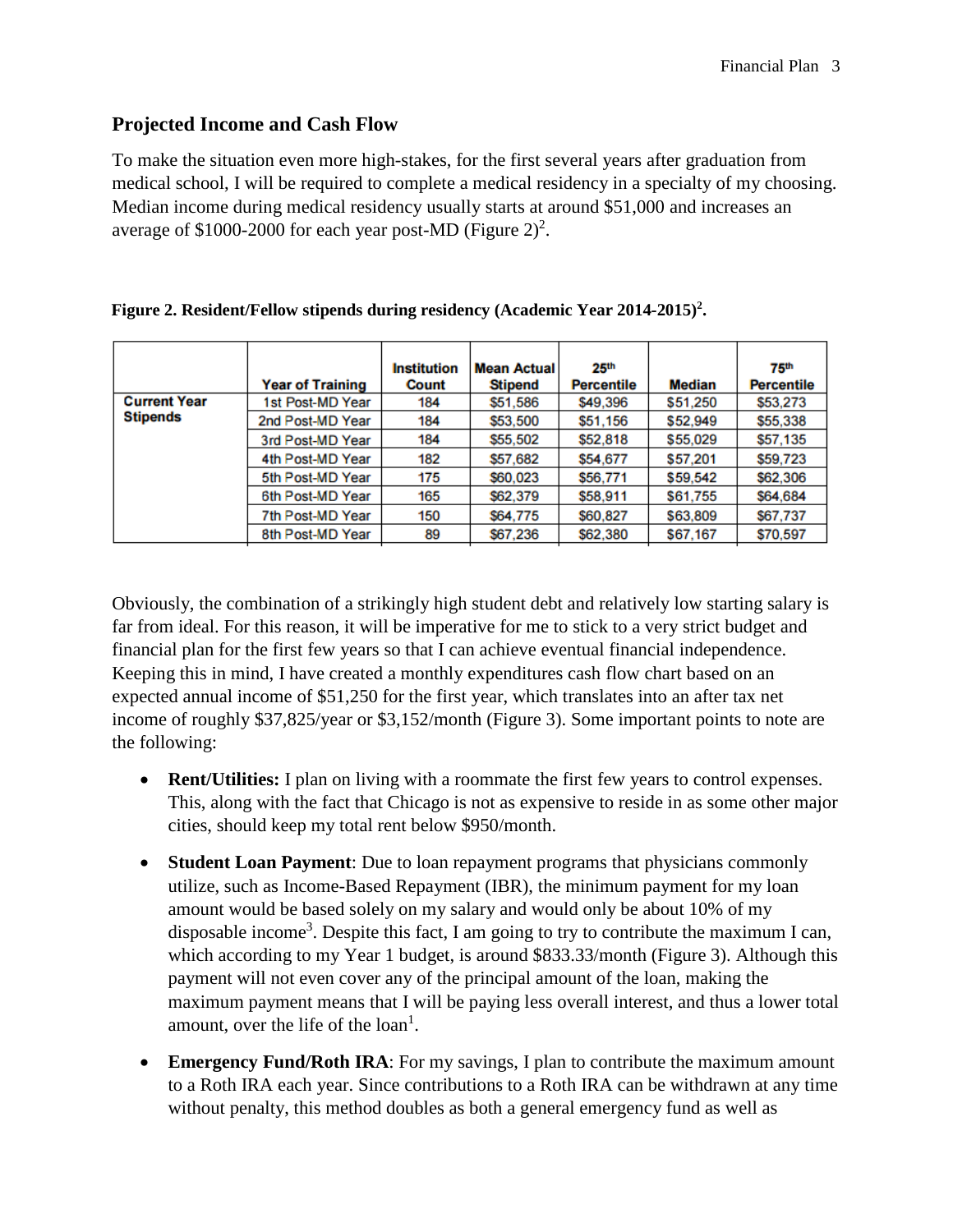## Projected Income and Cash Flow

To make the situation even more high-stakes, for the first several years after graduation from medical school, I will be required to complete a medical residency in a specialty of my choosing. Median income during medical residency usually starts at around $51,000 and increases an average of $1000-2000 for each year post-MD (Figure 2)[2].

**Figure 2. Resident/Fellow stipends during residency (Academic Year 2014-2015)[2].**

| | Year of Training | Institution Count | Mean Actual Stipend | 25th Percentile | Median | 75th Percentile |
|---|---|---|---|---|---|---|
| **Current Year Stipends** | 1st Post-MD Year | 184 | $51,586 | $49,396 | $51,250 | $53,273 |
| | 2nd Post-MD Year | 184 | $53,500 | $51,156 | $52,949 | $55,338 |
| | 3rd Post-MD Year | 184 | $55,502 | $52,818 | $55,029 | $57,135 |
| | 4th Post-MD Year | 182 | $57,682 | $54,677 | $57,201 | $59,723 |
| | 5th Post-MD Year | 175 | $60,023 | $56,771 | $59,542 | $62,306 |
| | 6th Post-MD Year | 165 | $62,379 | $58,911 | $61,755 | $64,684 |
| | 7th Post-MD Year | 150 | $64,775 | $60,827 | $63,809 | $67,737 |
| | 8th Post-MD Year | 89 | $67,236 | $62,380 | $67,167 | $70,597 |

Obviously, the combination of a strikingly high student debt and relatively low starting salary is far from ideal. For this reason, it will be imperative for me to stick to a very strict budget and financial plan for the first few years so that I can achieve eventual financial independence. Keeping this in mind, I have created a monthly expenditures cash flow chart based on an expected annual income of $51,250 for the first year, which translates into an after tax net income of roughly $37,825/year or $3,152/month (Figure 3). Some important points to note are the following:

- **Rent/Utilities:** I plan on living with a roommate the first few years to control expenses. This, along with the fact that Chicago is not as expensive to reside in as some other major cities, should keep my total rent below $950/month.
- **Student Loan Payment**: Due to loan repayment programs that physicians commonly utilize, such as Income-Based Repayment (IBR), the minimum payment for my loan amount would be based solely on my salary and would only be about 10% of my disposable income[3]. Despite this fact, I am going to try to contribute the maximum I can, which according to my Year 1 budget, is around $833.33/month (Figure 3). Although this payment will not even cover any of the principal amount of the loan, making the maximum payment means that I will be paying less overall interest, and thus a lower total amount, over the life of the loan[1].
- **Emergency Fund/Roth IRA**: For my savings, I plan to contribute the maximum amount to a Roth IRA each year. Since contributions to a Roth IRA can be withdrawn at any time without penalty, this method doubles as both a general emergency fund as well as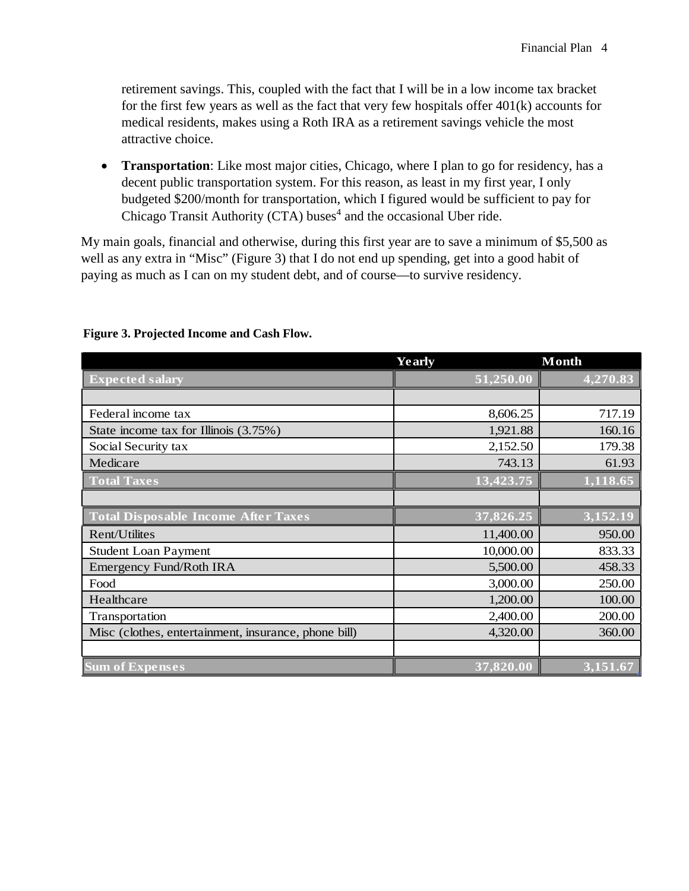retirement savings. This, coupled with the fact that I will be in a low income tax bracket for the first few years as well as the fact that very few hospitals offer 401(k) accounts for medical residents, makes using a Roth IRA as a retirement savings vehicle the most attractive choice.

- **Transportation**: Like most major cities, Chicago, where I plan to go for residency, has a decent public transportation system. For this reason, as least in my first year, I only budgeted $200/month for transportation, which I figured would be sufficient to pay for Chicago Transit Authority (CTA) buses[4] and the occasional Uber ride.

My main goals, financial and otherwise, during this first year are to save a minimum of $5,500 as well as any extra in "Misc" (Figure 3) that I do not end up spending, get into a good habit of paying as much as I can on my student debt, and of course—to survive residency.

**Figure 3. Projected Income and Cash Flow.**

| | Yearly | Month |
|---|---|---|
| **Expected salary** | **51,250.00** | **4,270.83** |
| | | |
| Federal income tax | 8,606.25 | 717.19 |
| State income tax for Illinois (3.75%) | 1,921.88 | 160.16 |
| Social Security tax | 2,152.50 | 179.38 |
| Medicare | 743.13 | 61.93 |
| **Total Taxes** | **13,423.75** | **1,118.65** |
| | | |
| **Total Disposable Income After Taxes** | **37,826.25** | **3,152.19** |
| Rent/Utilites | 11,400.00 | 950.00 |
| Student Loan Payment | 10,000.00 | 833.33 |
| Emergency Fund/Roth IRA | 5,500.00 | 458.33 |
| Food | 3,000.00 | 250.00 |
| Healthcare | 1,200.00 | 100.00 |
| Transportation | 2,400.00 | 200.00 |
| Misc (clothes, entertainment, insurance, phone bill) | 4,320.00 | 360.00 |
| | | |
| **Sum of Expenses** | **37,820.00** | **3,151.67** |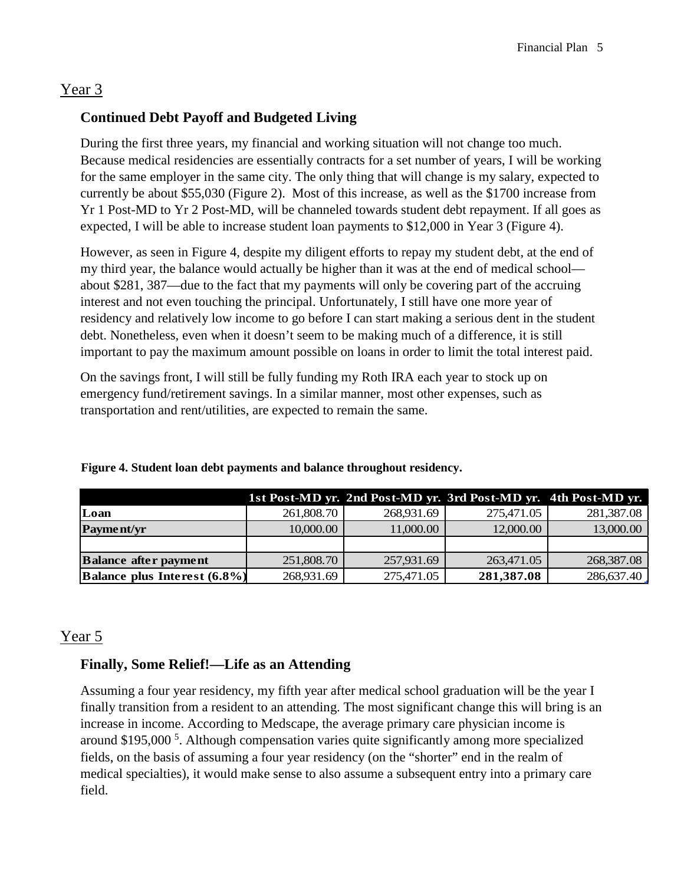## Year 3

### Continued Debt Payoff and Budgeted Living

During the first three years, my financial and working situation will not change too much. Because medical residencies are essentially contracts for a set number of years, I will be working for the same employer in the same city. The only thing that will change is my salary, expected to currently be about $55,030 (Figure 2). Most of this increase, as well as the $1700 increase from Yr 1 Post-MD to Yr 2 Post-MD, will be channeled towards student debt repayment. If all goes as expected, I will be able to increase student loan payments to $12,000 in Year 3 (Figure 4).

However, as seen in Figure 4, despite my diligent efforts to repay my student debt, at the end of my third year, the balance would actually be higher than it was at the end of medical school—about $281, 387—due to the fact that my payments will only be covering part of the accruing interest and not even touching the principal. Unfortunately, I still have one more year of residency and relatively low income to go before I can start making a serious dent in the student debt. Nonetheless, even when it doesn't seem to be making much of a difference, it is still important to pay the maximum amount possible on loans in order to limit the total interest paid.

On the savings front, I will still be fully funding my Roth IRA each year to stock up on emergency fund/retirement savings. In a similar manner, most other expenses, such as transportation and rent/utilities, are expected to remain the same.

**Figure 4. Student loan debt payments and balance throughout residency.**

| | 1st Post-MD yr. | 2nd Post-MD yr. | 3rd Post-MD yr. | 4th Post-MD yr. |
|---|---|---|---|---|
| **Loan** | 261,808.70 | 268,931.69 | 275,471.05 | 281,387.08 |
| **Payment/yr** | 10,000.00 | 11,000.00 | 12,000.00 | 13,000.00 |
| | | | | |
| **Balance after payment** | 251,808.70 | 257,931.69 | 263,471.05 | 268,387.08 |
| **Balance plus Interest (6.8%)** | 268,931.69 | 275,471.05 | **281,387.08** | 286,637.40 |

## Year 5

### Finally, Some Relief!—Life as an Attending

Assuming a four year residency, my fifth year after medical school graduation will be the year I finally transition from a resident to an attending. The most significant change this will bring is an increase in income. According to Medscape, the average primary care physician income is around $195,000 [5]. Although compensation varies quite significantly among more specialized fields, on the basis of assuming a four year residency (on the "shorter" end in the realm of medical specialties), it would make sense to also assume a subsequent entry into a primary care field.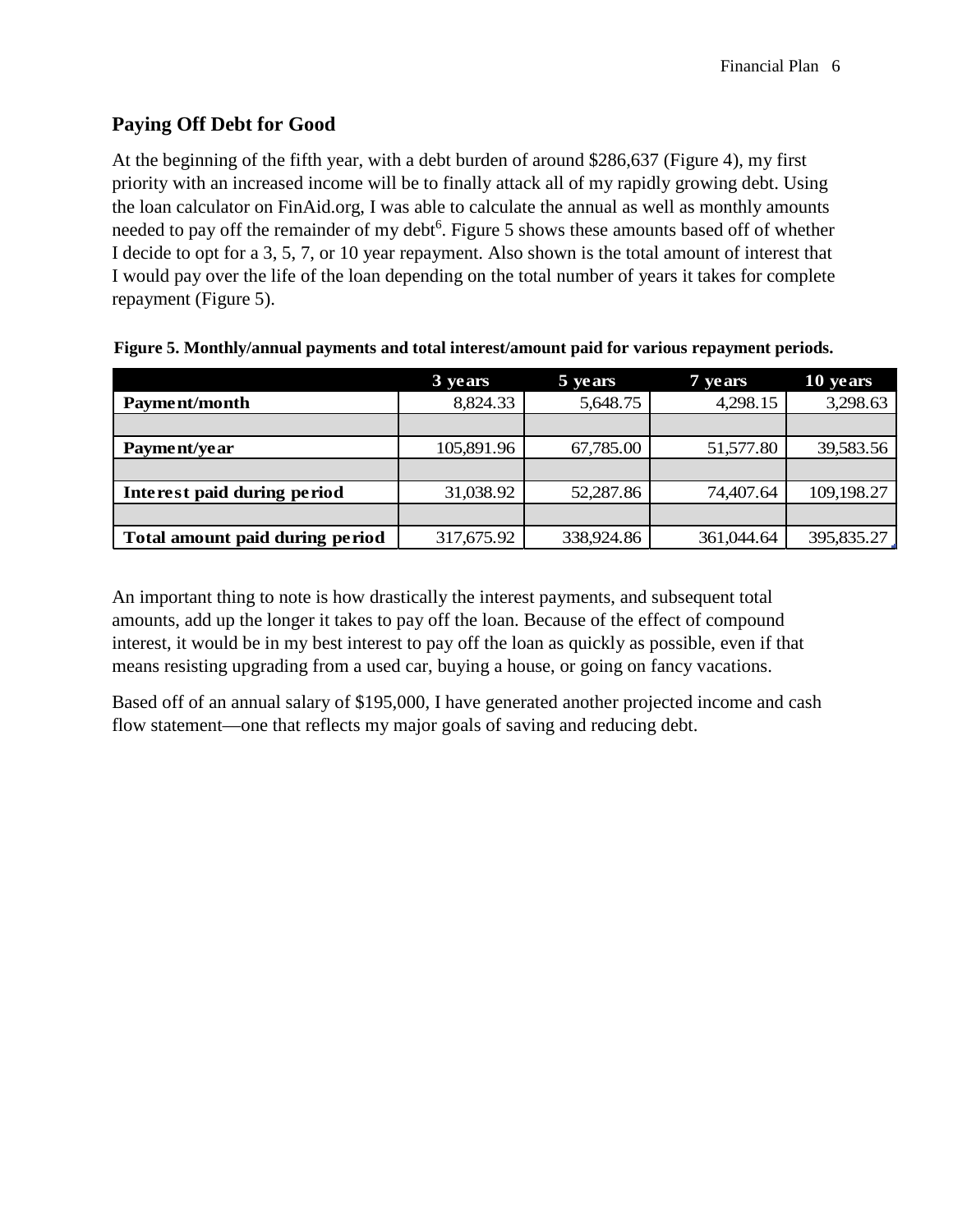## Paying Off Debt for Good

At the beginning of the fifth year, with a debt burden of around $286,637 (Figure 4), my first priority with an increased income will be to finally attack all of my rapidly growing debt. Using the loan calculator on FinAid.org, I was able to calculate the annual as well as monthly amounts needed to pay off the remainder of my debt[6]. Figure 5 shows these amounts based off of whether I decide to opt for a 3, 5, 7, or 10 year repayment. Also shown is the total amount of interest that I would pay over the life of the loan depending on the total number of years it takes for complete repayment (Figure 5).

**Figure 5. Monthly/annual payments and total interest/amount paid for various repayment periods.**

| | 3 years | 5 years | 7 years | 10 years |
|---|---|---|---|---|
| **Payment/month** | 8,824.33 | 5,648.75 | 4,298.15 | 3,298.63 |
| | | | | |
| **Payment/year** | 105,891.96 | 67,785.00 | 51,577.80 | 39,583.56 |
| | | | | |
| **Interest paid during period** | 31,038.92 | 52,287.86 | 74,407.64 | 109,198.27 |
| | | | | |
| **Total amount paid during period** | 317,675.92 | 338,924.86 | 361,044.64 | 395,835.27 |

An important thing to note is how drastically the interest payments, and subsequent total amounts, add up the longer it takes to pay off the loan. Because of the effect of compound interest, it would be in my best interest to pay off the loan as quickly as possible, even if that means resisting upgrading from a used car, buying a house, or going on fancy vacations.

Based off of an annual salary of $195,000, I have generated another projected income and cash flow statement—one that reflects my major goals of saving and reducing debt.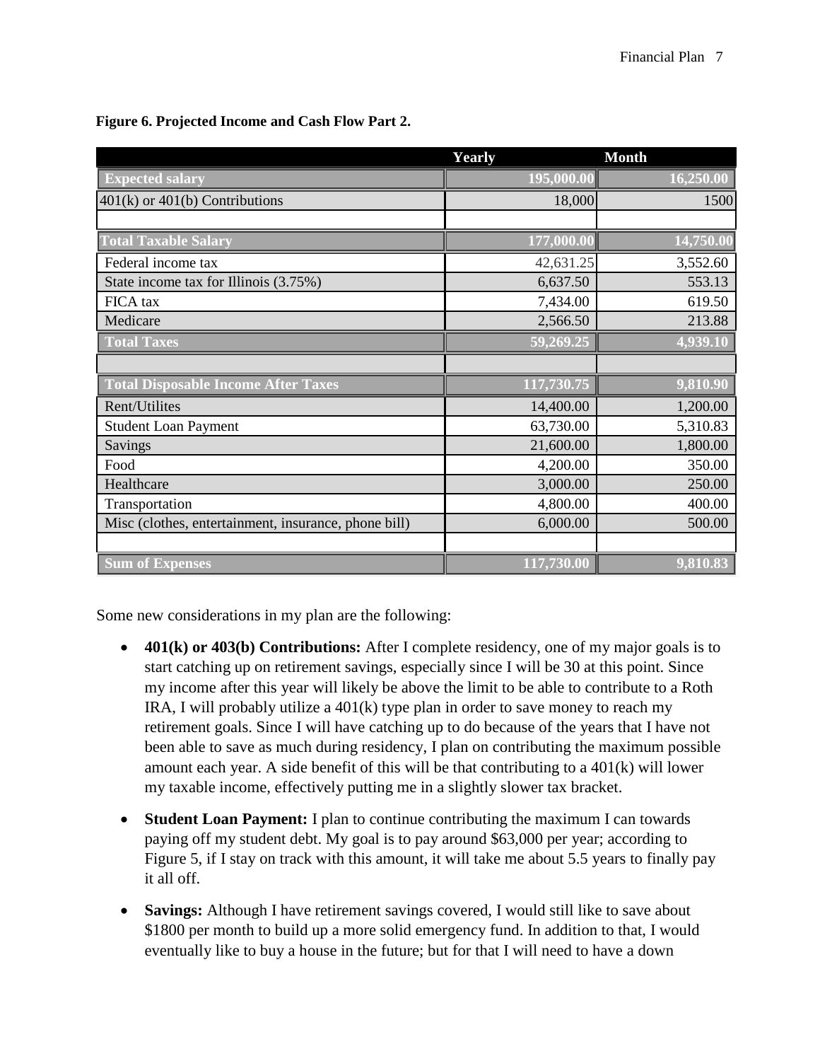**Figure 6. Projected Income and Cash Flow Part 2.**

| | Yearly | Month |
|---|---|---|
| **Expected salary** | **195,000.00** | **16,250.00** |
| 401(k) or 401(b) Contributions | 18,000 | 1500 |
| | | |
| **Total Taxable Salary** | **177,000.00** | **14,750.00** |
| Federal income tax | 42,631.25 | 3,552.60 |
| State income tax for Illinois (3.75%) | 6,637.50 | 553.13 |
| FICA tax | 7,434.00 | 619.50 |
| Medicare | 2,566.50 | 213.88 |
| **Total Taxes** | **59,269.25** | **4,939.10** |
| | | |
| **Total Disposable Income After Taxes** | **117,730.75** | **9,810.90** |
| Rent/Utilites | 14,400.00 | 1,200.00 |
| Student Loan Payment | 63,730.00 | 5,310.83 |
| Savings | 21,600.00 | 1,800.00 |
| Food | 4,200.00 | 350.00 |
| Healthcare | 3,000.00 | 250.00 |
| Transportation | 4,800.00 | 400.00 |
| Misc (clothes, entertainment, insurance, phone bill) | 6,000.00 | 500.00 |
| | | |
| **Sum of Expenses** | **117,730.00** | **9,810.83** |

Some new considerations in my plan are the following:

- **401(k) or 403(b) Contributions:** After I complete residency, one of my major goals is to start catching up on retirement savings, especially since I will be 30 at this point. Since my income after this year will likely be above the limit to be able to contribute to a Roth IRA, I will probably utilize a 401(k) type plan in order to save money to reach my retirement goals. Since I will have catching up to do because of the years that I have not been able to save as much during residency, I plan on contributing the maximum possible amount each year. A side benefit of this will be that contributing to a 401(k) will lower my taxable income, effectively putting me in a slightly slower tax bracket.

- **Student Loan Payment:** I plan to continue contributing the maximum I can towards paying off my student debt. My goal is to pay around $63,000 per year; according to Figure 5, if I stay on track with this amount, it will take me about 5.5 years to finally pay it all off.

- **Savings:** Although I have retirement savings covered, I would still like to save about $1800 per month to build up a more solid emergency fund. In addition to that, I would eventually like to buy a house in the future; but for that I will need to have a down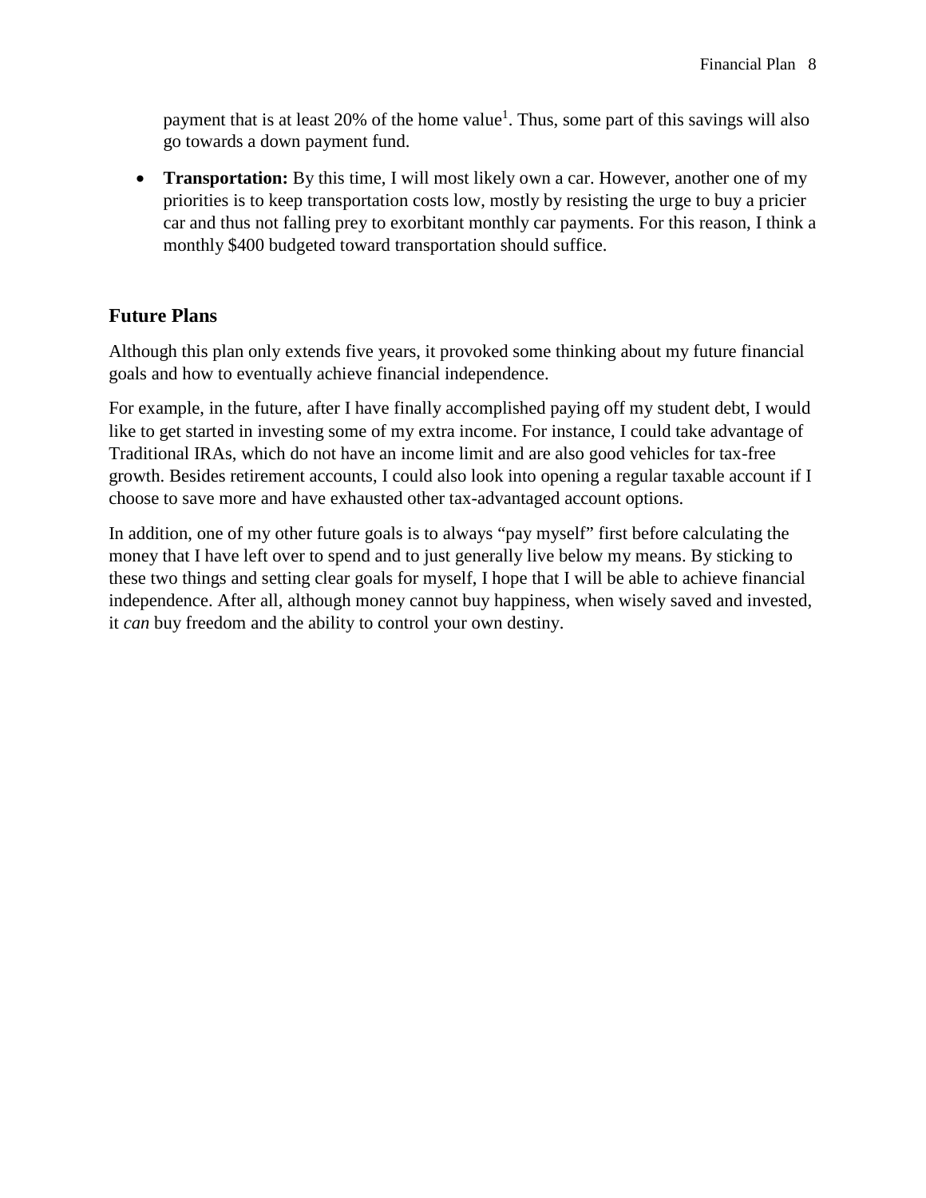payment that is at least 20% of the home value[1]. Thus, some part of this savings will also go towards a down payment fund.

- **Transportation:** By this time, I will most likely own a car. However, another one of my priorities is to keep transportation costs low, mostly by resisting the urge to buy a pricier car and thus not falling prey to exorbitant monthly car payments. For this reason, I think a monthly $400 budgeted toward transportation should suffice.

## Future Plans

Although this plan only extends five years, it provoked some thinking about my future financial goals and how to eventually achieve financial independence.

For example, in the future, after I have finally accomplished paying off my student debt, I would like to get started in investing some of my extra income. For instance, I could take advantage of Traditional IRAs, which do not have an income limit and are also good vehicles for tax-free growth. Besides retirement accounts, I could also look into opening a regular taxable account if I choose to save more and have exhausted other tax-advantaged account options.

In addition, one of my other future goals is to always "pay myself" first before calculating the money that I have left over to spend and to just generally live below my means. By sticking to these two things and setting clear goals for myself, I hope that I will be able to achieve financial independence. After all, although money cannot buy happiness, when wisely saved and invested, it *can* buy freedom and the ability to control your own destiny.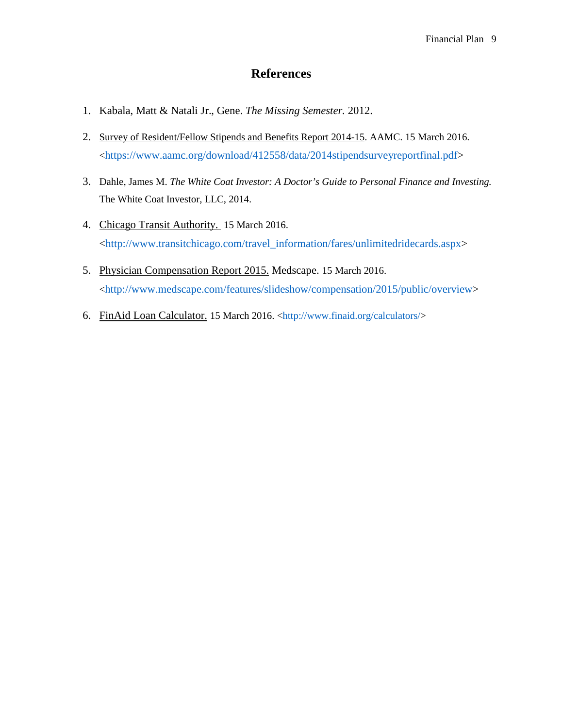# References

1. Kabala, Matt & Natali Jr., Gene. *The Missing Semester.* 2012.
2. Survey of Resident/Fellow Stipends and Benefits Report 2014-15. AAMC. 15 March 2016. <https://www.aamc.org/download/412558/data/2014stipendsurveyreportfinal.pdf>
3. Dahle, James M. *The White Coat Investor: A Doctor's Guide to Personal Finance and Investing.* The White Coat Investor, LLC, 2014.
4. Chicago Transit Authority. 15 March 2016. <http://www.transitchicago.com/travel_information/fares/unlimitedridecards.aspx>
5. Physician Compensation Report 2015. Medscape. 15 March 2016. <http://www.medscape.com/features/slideshow/compensation/2015/public/overview>
6. FinAid Loan Calculator. 15 March 2016. <http://www.finaid.org/calculators/>